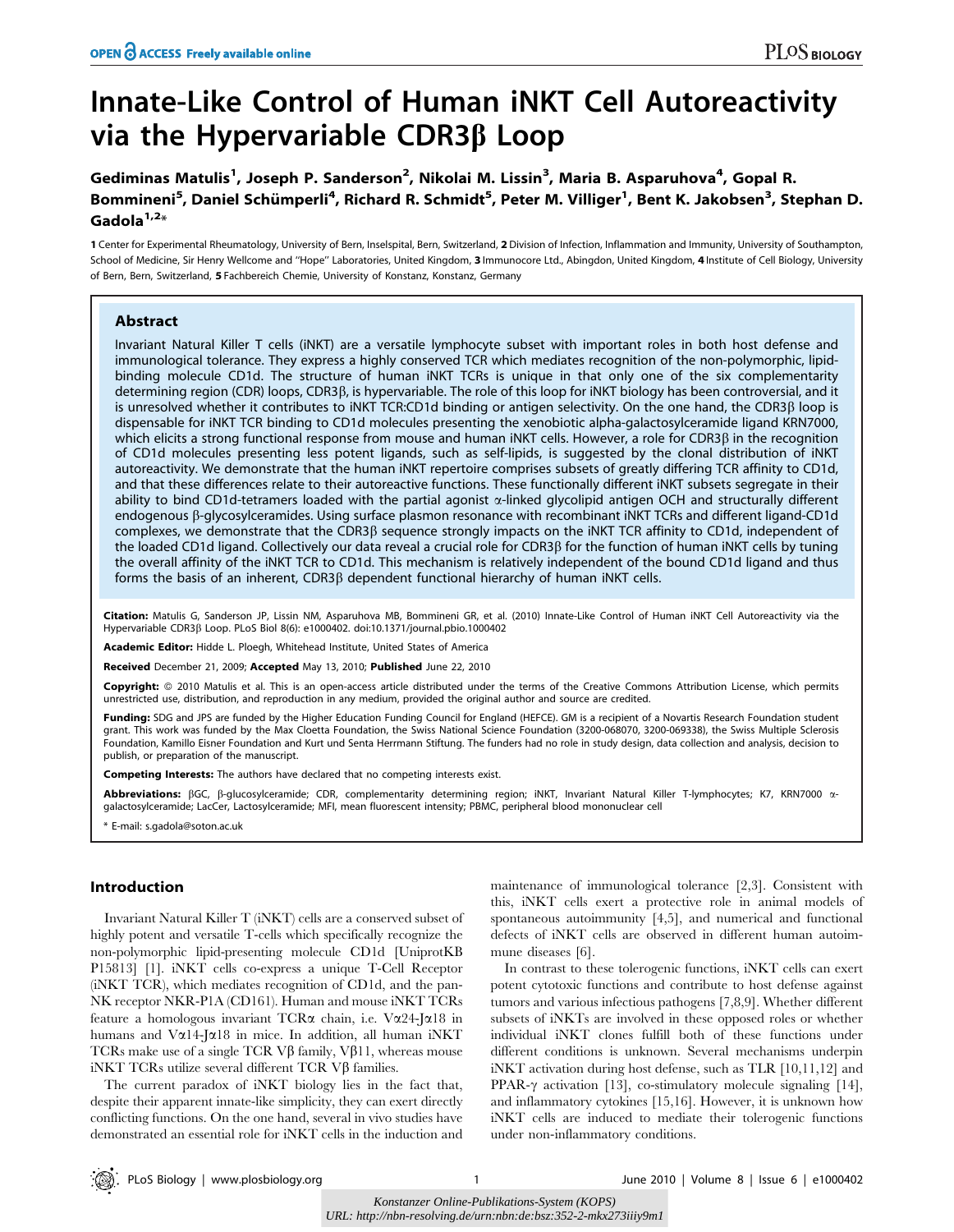# Innate-Like Control of Human iNKT Cell Autoreactivity via the Hypervariable CDR3β Loop

**Gediminas Matulis[1], Joseph P. Sanderson[2], Nikolai M. Lissin[3], Maria B. Asparuhova[4], Gopal R. Bommineni[5], Daniel Schümperli[4], Richard R. Schmidt[5], Peter M. Villiger[1], Bent K. Jakobsen[3], Stephan D. Gadola[1,2]***

**1** Center for Experimental Rheumatology, University of Bern, Inselspital, Bern, Switzerland, **2** Division of Infection, Inflammation and Immunity, University of Southampton, School of Medicine, Sir Henry Wellcome and "Hope" Laboratories, United Kingdom, **3** Immunocore Ltd., Abingdon, United Kingdom, **4** Institute of Cell Biology, University of Bern, Bern, Switzerland, **5** Fachbereich Chemie, University of Konstanz, Konstanz, Germany

## Abstract

Invariant Natural Killer T cells (iNKT) are a versatile lymphocyte subset with important roles in both host defense and immunological tolerance. They express a highly conserved TCR which mediates recognition of the non-polymorphic, lipid-binding molecule CD1d. The structure of human iNKT TCRs is unique in that only one of the six complementarity determining region (CDR) loops, CDR3β, is hypervariable. The role of this loop for iNKT biology has been controversial, and it is unresolved whether it contributes to iNKT TCR:CD1d binding or antigen selectivity. On the one hand, the CDR3β loop is dispensable for iNKT TCR binding to CD1d molecules presenting the xenobiotic alpha-galactosylceramide ligand KRN7000, which elicits a strong functional response from mouse and human iNKT cells. However, a role for CDR3β in the recognition of CD1d molecules presenting less potent ligands, such as self-lipids, is suggested by the clonal distribution of iNKT autoreactivity. We demonstrate that the human iNKT repertoire comprises subsets of greatly differing TCR affinity to CD1d, and that these differences relate to their autoreactive functions. These functionally different iNKT subsets segregate in their ability to bind CD1d-tetramers loaded with the partial agonist α-linked glycolipid antigen OCH and structurally different endogenous β-glycosylceramides. Using surface plasmon resonance with recombinant iNKT TCRs and different ligand-CD1d complexes, we demonstrate that the CDR3β sequence strongly impacts on the iNKT TCR affinity to CD1d, independent of the loaded CD1d ligand. Collectively our data reveal a crucial role for CDR3β for the function of human iNKT cells by tuning the overall affinity of the iNKT TCR to CD1d. This mechanism is relatively independent of the bound CD1d ligand and thus forms the basis of an inherent, CDR3β dependent functional hierarchy of human iNKT cells.

**Citation:** Matulis G, Sanderson JP, Lissin NM, Asparuhova MB, Bommineni GR, et al. (2010) Innate-Like Control of Human iNKT Cell Autoreactivity via the Hypervariable CDR3β Loop. PLoS Biol 8(6): e1000402. doi:10.1371/journal.pbio.1000402

**Academic Editor:** Hidde L. Ploegh, Whitehead Institute, United States of America

**Received** December 21, 2009; **Accepted** May 13, 2010; **Published** June 22, 2010

**Copyright:** © 2010 Matulis et al. This is an open-access article distributed under the terms of the Creative Commons Attribution License, which permits unrestricted use, distribution, and reproduction in any medium, provided the original author and source are credited.

**Funding:** SDG and JPS are funded by the Higher Education Funding Council for England (HEFCE). GM is a recipient of a Novartis Research Foundation student grant. This work was funded by the Max Cloetta Foundation, the Swiss National Science Foundation (3200-068070, 3200-069338), the Swiss Multiple Sclerosis Foundation, Kamillo Eisner Foundation and Kurt und Senta Herrmann Stiftung. The funders had no role in study design, data collection and analysis, decision to publish, or preparation of the manuscript.

**Competing Interests:** The authors have declared that no competing interests exist.

**Abbreviations:** βGC, β-glucosylceramide; CDR, complementarity determining region; iNKT, Invariant Natural Killer T-lymphocytes; K7, KRN7000 α-galactosylceramide; LacCer, Lactosylceramide; MFI, mean fluorescent intensity; PBMC, peripheral blood mononuclear cell

\* E-mail: s.gadola@soton.ac.uk

## Introduction

Invariant Natural Killer T (iNKT) cells are a conserved subset of highly potent and versatile T-cells which specifically recognize the non-polymorphic lipid-presenting molecule CD1d [UniprotKB P15813] [1]. iNKT cells co-express a unique T-Cell Receptor (iNKT TCR), which mediates recognition of CD1d, and the pan-NK receptor NKR-P1A (CD161). Human and mouse iNKT TCRs feature a homologous invariant TCRα chain, i.e. Vα24-Jα18 in humans and Vα14-Jα18 in mice. In addition, all human iNKT TCRs make use of a single TCR Vβ family, Vβ11, whereas mouse iNKT TCRs utilize several different TCR Vβ families.

The current paradox of iNKT biology lies in the fact that, despite their apparent innate-like simplicity, they can exert directly conflicting functions. On the one hand, several in vivo studies have demonstrated an essential role for iNKT cells in the induction and maintenance of immunological tolerance [2,3]. Consistent with this, iNKT cells exert a protective role in animal models of spontaneous autoimmunity [4,5], and numerical and functional defects of iNKT cells are observed in different human autoimmune diseases [6].

In contrast to these tolerogenic functions, iNKT cells can exert potent cytotoxic functions and contribute to host defense against tumors and various infectious pathogens [7,8,9]. Whether different subsets of iNKTs are involved in these opposed roles or whether individual iNKT clones fulfill both of these functions under different conditions is unknown. Several mechanisms underpin iNKT activation during host defense, such as TLR [10,11,12] and PPAR-γ activation [13], co-stimulatory molecule signaling [14], and inflammatory cytokines [15,16]. However, it is unknown how iNKT cells are induced to mediate their tolerogenic functions under non-inflammatory conditions.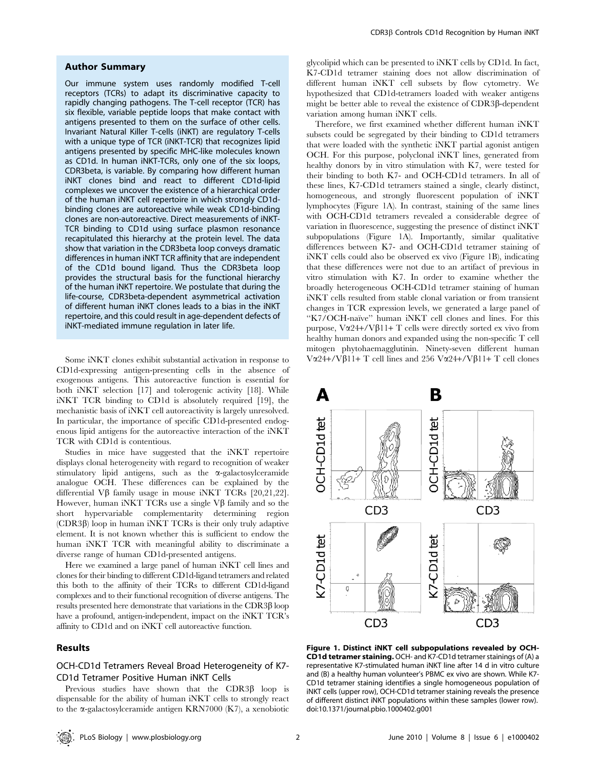## Author Summary

Our immune system uses randomly modified T-cell receptors (TCRs) to adapt its discriminative capacity to rapidly changing pathogens. The T-cell receptor (TCR) has six flexible, variable peptide loops that make contact with antigens presented to them on the surface of other cells. Invariant Natural Killer T-cells (iNKT) are regulatory T-cells with a unique type of TCR (iNKT-TCR) that recognizes lipid antigens presented by specific MHC-like molecules known as CD1d. In human iNKT-TCRs, only one of the six loops, CDR3beta, is variable. By comparing how different human iNKT clones bind and react to different CD1d-lipid complexes we uncover the existence of a hierarchical order of the human iNKT cell repertoire in which strongly CD1d-binding clones are autoreactive while weak CD1d-binding clones are non-autoreactive. Direct measurements of iNKT-TCR binding to CD1d using surface plasmon resonance recapitulated this hierarchy at the protein level. The data show that variation in the CDR3beta loop conveys dramatic differences in human iNKT TCR affinity that are independent of the CD1d bound ligand. Thus the CDR3beta loop provides the structural basis for the functional hierarchy of the human iNKT repertoire. We postulate that during the life-course, CDR3beta-dependent asymmetrical activation of different human iNKT clones leads to a bias in the iNKT repertoire, and this could result in age-dependent defects of iNKT-mediated immune regulation in later life.

Some iNKT clones exhibit substantial activation in response to CD1d-expressing antigen-presenting cells in the absence of exogenous antigens. This autoreactive function is essential for both iNKT selection [17] and tolerogenic activity [18]. While iNKT TCR binding to CD1d is absolutely required [19], the mechanistic basis of iNKT cell autoreactivity is largely unresolved. In particular, the importance of specific CD1d-presented endogenous lipid antigens for the autoreactive interaction of the iNKT TCR with CD1d is contentious.

Studies in mice have suggested that the iNKT repertoire displays clonal heterogeneity with regard to recognition of weaker stimulatory lipid antigens, such as the α-galactosylceramide analogue OCH. These differences can be explained by the differential Vβ family usage in mouse iNKT TCRs [20,21,22]. However, human iNKT TCRs use a single Vβ family and so the short hypervariable complementarity determining region (CDR3β) loop in human iNKT TCRs is their only truly adaptive element. It is not known whether this is sufficient to endow the human iNKT TCR with meaningful ability to discriminate a diverse range of human CD1d-presented antigens.

Here we examined a large panel of human iNKT cell lines and clones for their binding to different CD1d-ligand tetramers and related this both to the affinity of their TCRs to different CD1d-ligand complexes and to their functional recognition of diverse antigens. The results presented here demonstrate that variations in the CDR3β loop have a profound, antigen-independent, impact on the iNKT TCR's affinity to CD1d and on iNKT cell autoreactive function.

## Results

### OCH-CD1d Tetramers Reveal Broad Heterogeneity of K7-CD1d Tetramer Positive Human iNKT Cells

Previous studies have shown that the CDR3β loop is dispensable for the ability of human iNKT cells to strongly react to the α-galactosylceramide antigen KRN7000 (K7), a xenobiotic glycolipid which can be presented to iNKT cells by CD1d. In fact, K7-CD1d tetramer staining does not allow discrimination of different human iNKT cell subsets by flow cytometry. We hypothesized that CD1d-tetramers loaded with weaker antigens might be better able to reveal the existence of CDR3β-dependent variation among human iNKT cells.

Therefore, we first examined whether different human iNKT subsets could be segregated by their binding to CD1d tetramers that were loaded with the synthetic iNKT partial agonist antigen OCH. For this purpose, polyclonal iNKT lines, generated from healthy donors by in vitro stimulation with K7, were tested for their binding to both K7- and OCH-CD1d tetramers. In all of these lines, K7-CD1d tetramers stained a single, clearly distinct, homogeneous, and strongly fluorescent population of iNKT lymphocytes (Figure 1A). In contrast, staining of the same lines with OCH-CD1d tetramers revealed a considerable degree of variation in fluorescence, suggesting the presence of distinct iNKT subpopulations (Figure 1A). Importantly, similar qualitative differences between K7- and OCH-CD1d tetramer staining of iNKT cells could also be observed ex vivo (Figure 1B), indicating that these differences were not due to an artifact of previous in vitro stimulation with K7. In order to examine whether the broadly heterogeneous OCH-CD1d tetramer staining of human iNKT cells resulted from stable clonal variation or from transient changes in TCR expression levels, we generated a large panel of "K7/OCH-naïve" human iNKT cell clones and lines. For this purpose, Vα24+/Vβ11+ T cells were directly sorted ex vivo from healthy human donors and expanded using the non-specific T cell mitogen phytohaemagglutinin. Ninety-seven different human Vα24+/Vβ11+ T cell lines and 256 Vα24+/Vβ11+ T cell clones

**Figure 1. Distinct iNKT cell subpopulations revealed by OCH-CD1d tetramer staining.** OCH- and K7-CD1d tetramer stainings of (A) a representative K7-stimulated human iNKT line after 14 d in vitro culture and (B) a healthy human volunteer's PBMC ex vivo are shown. While K7-CD1d tetramer staining identifies a single homogeneous population of iNKT cells (upper row), OCH-CD1d tetramer staining reveals the presence of different distinct iNKT populations within these samples (lower row). doi:10.1371/journal.pbio.1000402.g001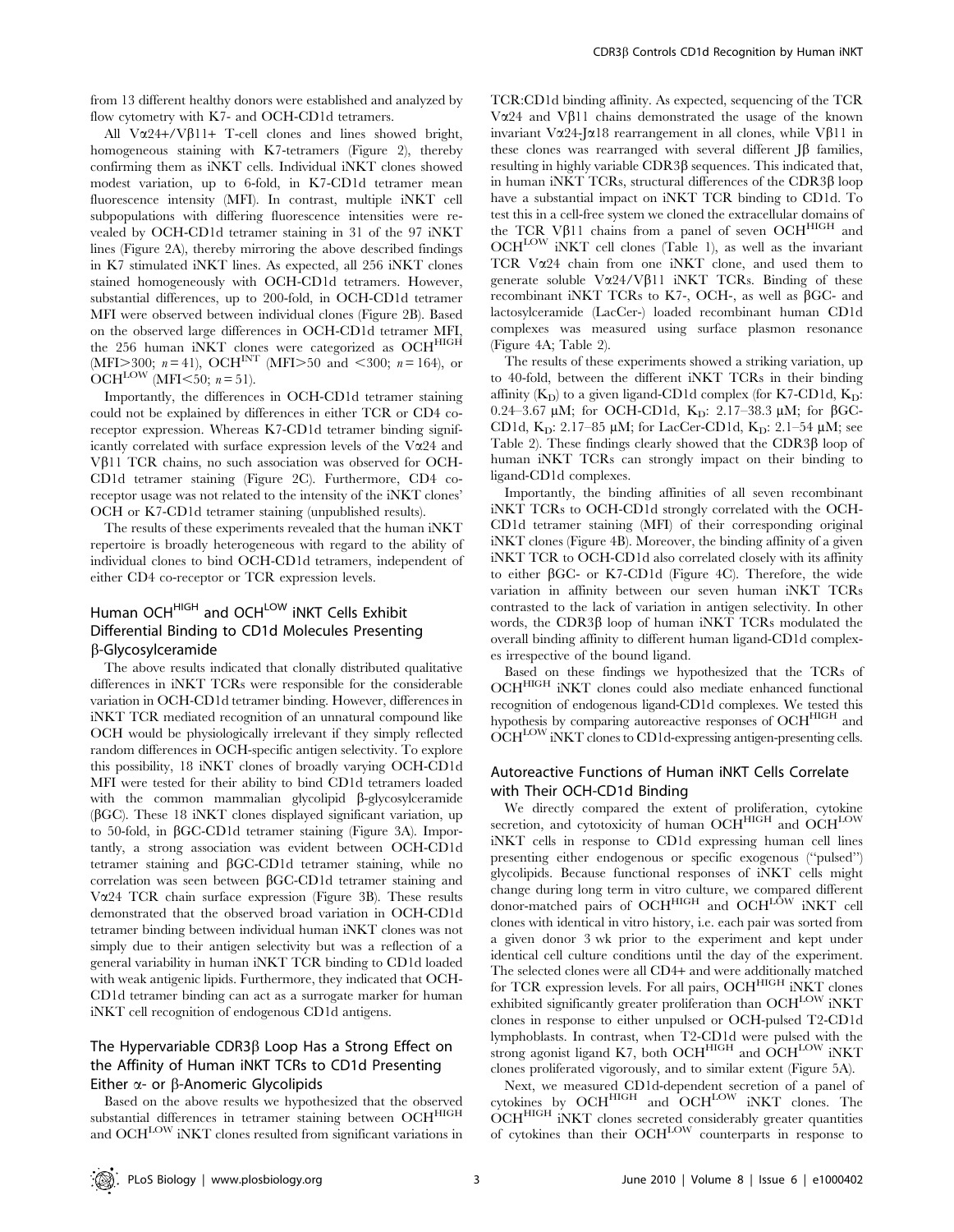from 13 different healthy donors were established and analyzed by flow cytometry with K7- and OCH-CD1d tetramers.

All Vα24+/Vβ11+ T-cell clones and lines showed bright, homogeneous staining with K7-tetramers (Figure 2), thereby confirming them as iNKT cells. Individual iNKT clones showed modest variation, up to 6-fold, in K7-CD1d tetramer mean fluorescence intensity (MFI). In contrast, multiple iNKT cell subpopulations with differing fluorescence intensities were revealed by OCH-CD1d tetramer staining in 31 of the 97 iNKT lines (Figure 2A), thereby mirroring the above described findings in K7 stimulated iNKT lines. As expected, all 256 iNKT clones stained homogeneously with OCH-CD1d tetramers. However, substantial differences, up to 200-fold, in OCH-CD1d tetramer MFI were observed between individual clones (Figure 2B). Based on the observed large differences in OCH-CD1d tetramer MFI, the 256 human iNKT clones were categorized as OCH$^{HIGH}$ (MFI>300; $n = 41$), OCH$^{INT}$ (MFI>50 and <300; $n = 164$), or OCH$^{LOW}$ (MFI<50; $n = 51$).

Importantly, the differences in OCH-CD1d tetramer staining could not be explained by differences in either TCR or CD4 co-receptor expression. Whereas K7-CD1d tetramer binding significantly correlated with surface expression levels of the Vα24 and Vβ11 TCR chains, no such association was observed for OCH-CD1d tetramer staining (Figure 2C). Furthermore, CD4 co-receptor usage was not related to the intensity of the iNKT clones' OCH or K7-CD1d tetramer staining (unpublished results).

The results of these experiments revealed that the human iNKT repertoire is broadly heterogeneous with regard to the ability of individual clones to bind OCH-CD1d tetramers, independent of either CD4 co-receptor or TCR expression levels.

## Human OCH$^{HIGH}$ and OCH$^{LOW}$ iNKT Cells Exhibit Differential Binding to CD1d Molecules Presenting β-Glycosylceramide

The above results indicated that clonally distributed qualitative differences in iNKT TCRs were responsible for the considerable variation in OCH-CD1d tetramer binding. However, differences in iNKT TCR mediated recognition of an unnatural compound like OCH would be physiologically irrelevant if they simply reflected random differences in OCH-specific antigen selectivity. To explore this possibility, 18 iNKT clones of broadly varying OCH-CD1d MFI were tested for their ability to bind CD1d tetramers loaded with the common mammalian glycolipid β-glycosylceramide (βGC). These 18 iNKT clones displayed significant variation, up to 50-fold, in βGC-CD1d tetramer staining (Figure 3A). Importantly, a strong association was evident between OCH-CD1d tetramer staining and βGC-CD1d tetramer staining, while no correlation was seen between βGC-CD1d tetramer staining and Vα24 TCR chain surface expression (Figure 3B). These results demonstrated that the observed broad variation in OCH-CD1d tetramer binding between individual human iNKT clones was not simply due to their antigen selectivity but was a reflection of a general variability in human iNKT TCR binding to CD1d loaded with weak antigenic lipids. Furthermore, they indicated that OCH-CD1d tetramer binding can act as a surrogate marker for human iNKT cell recognition of endogenous CD1d antigens.

## The Hypervariable CDR3β Loop Has a Strong Effect on the Affinity of Human iNKT TCRs to CD1d Presenting Either α- or β-Anomeric Glycolipids

Based on the above results we hypothesized that the observed substantial differences in tetramer staining between OCH$^{HIGH}$ and OCH$^{LOW}$ iNKT clones resulted from significant variations in TCR:CD1d binding affinity. As expected, sequencing of the TCR Vα24 and Vβ11 chains demonstrated the usage of the known invariant Vα24-Jα18 rearrangement in all clones, while Vβ11 in these clones was rearranged with several different Jβ families, resulting in highly variable CDR3β sequences. This indicated that, in human iNKT TCRs, structural differences of the CDR3β loop have a substantial impact on iNKT TCR binding to CD1d. To test this in a cell-free system we cloned the extracellular domains of the TCR Vβ11 chains from a panel of seven OCH$^{HIGH}$ and OCH$^{LOW}$ iNKT cell clones (Table 1), as well as the invariant TCR Vα24 chain from one iNKT clone, and used them to generate soluble Vα24/Vβ11 iNKT TCRs. Binding of these recombinant iNKT TCRs to K7-, OCH-, as well as βGC- and lactosylceramide (LacCer-) loaded recombinant human CD1d complexes was measured using surface plasmon resonance (Figure 4A; Table 2).

The results of these experiments showed a striking variation, up to 40-fold, between the different iNKT TCRs in their binding affinity ($K_D$) to a given ligand-CD1d complex (for K7-CD1d, $K_D$: 0.24–3.67 µM; for OCH-CD1d, $K_D$: 2.17–38.3 µM; for βGC-CD1d, $K_D$: 2.17–85 µM; for LacCer-CD1d, $K_D$: 2.1–54 µM; see Table 2). These findings clearly showed that the CDR3β loop of human iNKT TCRs can strongly impact on their binding to ligand-CD1d complexes.

Importantly, the binding affinities of all seven recombinant iNKT TCRs to OCH-CD1d strongly correlated with the OCH-CD1d tetramer staining (MFI) of their corresponding original iNKT clones (Figure 4B). Moreover, the binding affinity of a given iNKT TCR to OCH-CD1d also correlated closely with its affinity to either βGC- or K7-CD1d (Figure 4C). Therefore, the wide variation in affinity between our seven human iNKT TCRs contrasted to the lack of variation in antigen selectivity. In other words, the CDR3β loop of human iNKT TCRs modulated the overall binding affinity to different human ligand-CD1d complexes irrespective of the bound ligand.

Based on these findings we hypothesized that the TCRs of OCH$^{HIGH}$ iNKT clones could also mediate enhanced functional recognition of endogenous ligand-CD1d complexes. We tested this hypothesis by comparing autoreactive responses of OCH$^{HIGH}$ and OCH$^{LOW}$ iNKT clones to CD1d-expressing antigen-presenting cells.

## Autoreactive Functions of Human iNKT Cells Correlate with Their OCH-CD1d Binding

We directly compared the extent of proliferation, cytokine secretion, and cytotoxicity of human OCH$^{HIGH}$ and OCH$^{LOW}$ iNKT cells in response to CD1d expressing human cell lines presenting either endogenous or specific exogenous ("pulsed") glycolipids. Because functional responses of iNKT cells might change during long term in vitro culture, we compared different donor-matched pairs of OCH$^{HIGH}$ and OCH$^{LOW}$ iNKT cell clones with identical in vitro history, i.e. each pair was sorted from a given donor 3 wk prior to the experiment and kept under identical cell culture conditions until the day of the experiment. The selected clones were all CD4+ and were additionally matched for TCR expression levels. For all pairs, OCH$^{HIGH}$ iNKT clones exhibited significantly greater proliferation than OCH$^{LOW}$ iNKT clones in response to either unpulsed or OCH-pulsed T2-CD1d lymphoblasts. In contrast, when T2-CD1d were pulsed with the strong agonist ligand K7, both OCH$^{HIGH}$ and OCH$^{LOW}$ iNKT clones proliferated vigorously, and to similar extent (Figure 5A).

Next, we measured CD1d-dependent secretion of a panel of cytokines by OCH$^{HIGH}$ and OCH$^{LOW}$ iNKT clones. The OCH$^{HIGH}$ iNKT clones secreted considerably greater quantities of cytokines than their OCH$^{LOW}$ counterparts in response to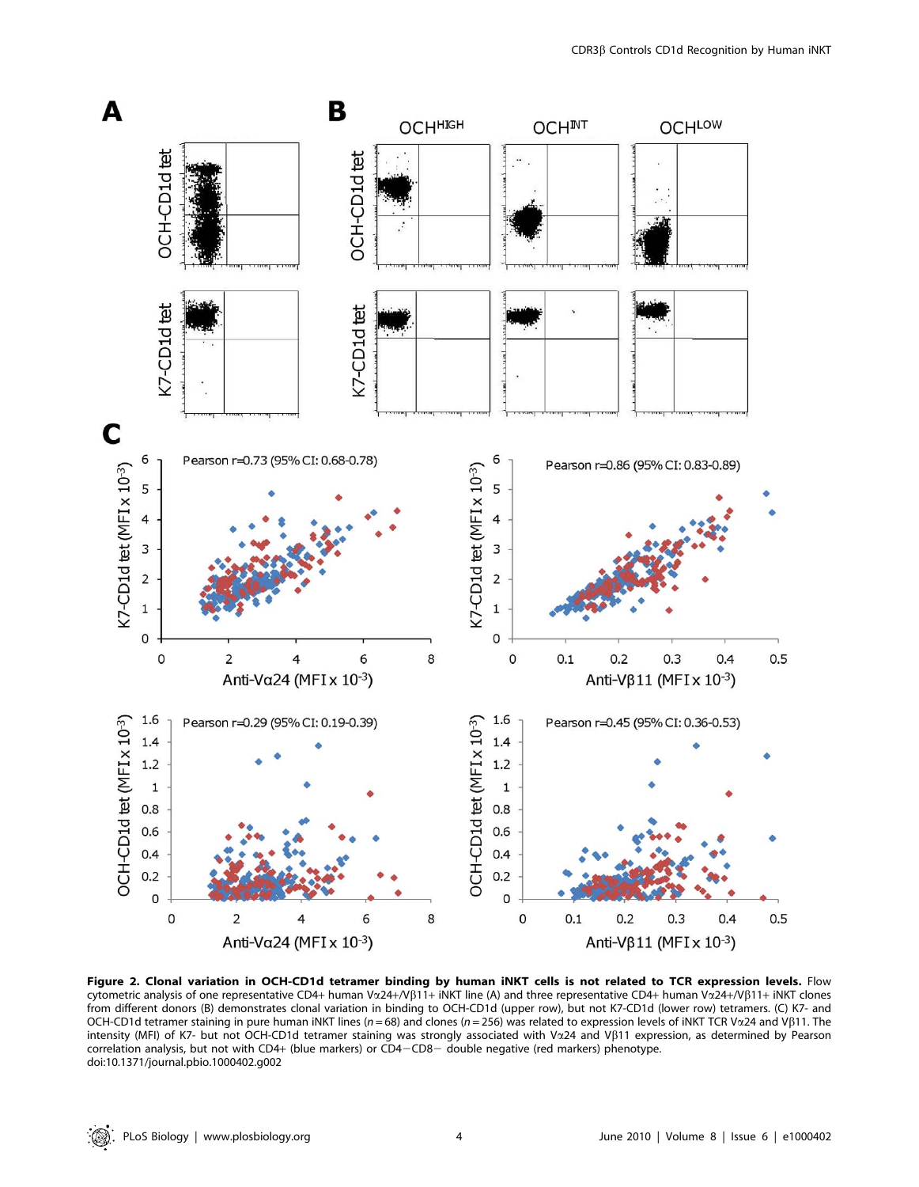**Figure 2. Clonal variation in OCH-CD1d tetramer binding by human iNKT cells is not related to TCR expression levels.** Flow cytometric analysis of one representative CD4+ human Vα24+/Vβ11+ iNKT line (A) and three representative CD4+ human Vα24+/Vβ11+ iNKT clones from different donors (B) demonstrates clonal variation in binding to OCH-CD1d (upper row), but not K7-CD1d (lower row) tetramers. (C) K7- and OCH-CD1d tetramer staining in pure human iNKT lines ($n = 68$) and clones ($n = 256$) was related to expression levels of iNKT TCR Vα24 and Vβ11. The intensity (MFI) of K7- but not OCH-CD1d tetramer staining was strongly associated with Vα24 and Vβ11 expression, as determined by Pearson correlation analysis, but not with CD4+ (blue markers) or CD4−CD8− double negative (red markers) phenotype.
doi:10.1371/journal.pbio.1000402.g002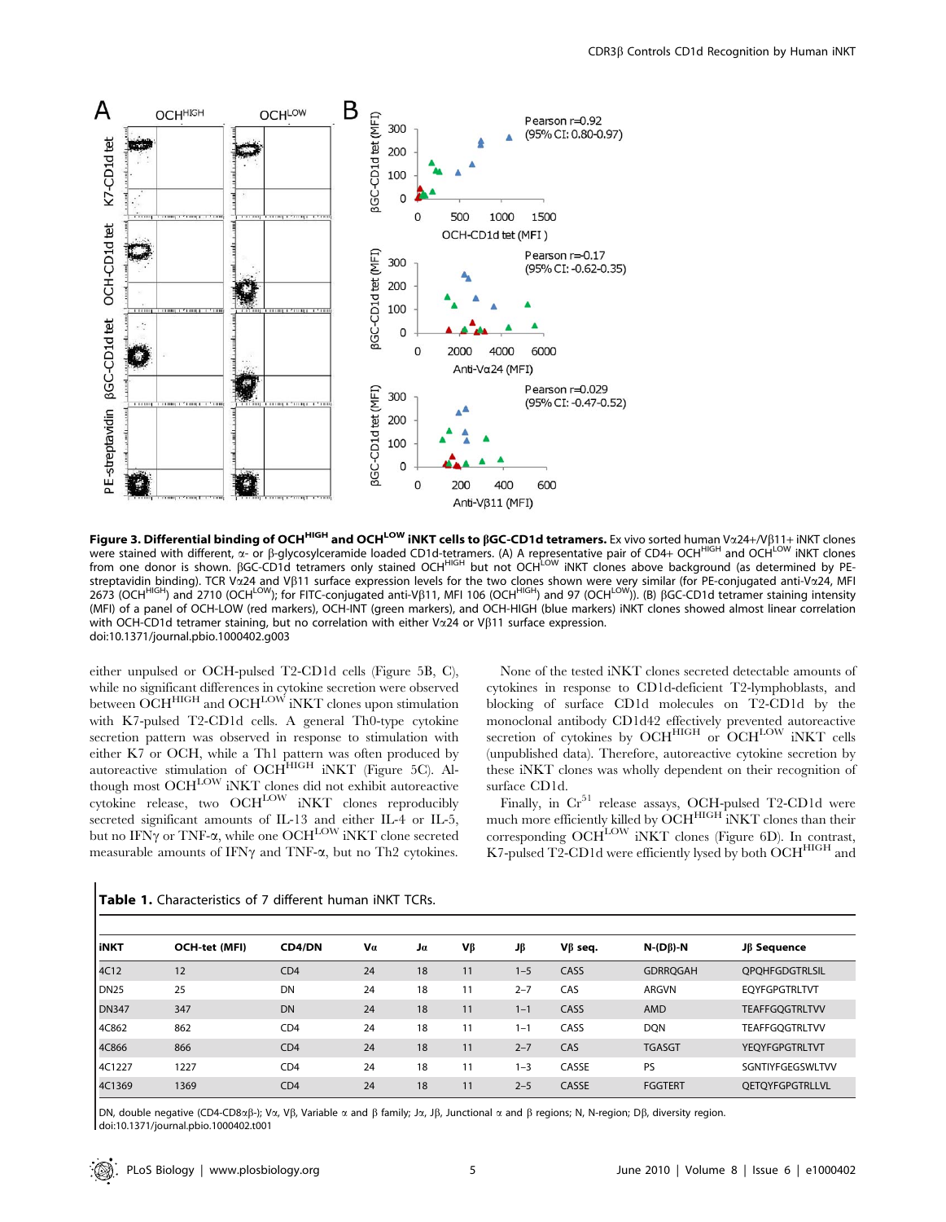**Figure 3. Differential binding of OCH$^{HIGH}$ and OCH$^{LOW}$ iNKT cells to βGC-CD1d tetramers.** Ex vivo sorted human Vα24+/Vβ11+ iNKT clones were stained with different, α- or β-glycosylceramide loaded CD1d-tetramers. (A) A representative pair of CD4+ OCH$^{HIGH}$ and OCH$^{LOW}$ iNKT clones from one donor is shown. βGC-CD1d tetramers only stained OCH$^{HIGH}$ but not OCH$^{LOW}$ iNKT clones above background (as determined by PE-streptavidin binding). TCR Vα24 and Vβ11 surface expression levels for the two clones shown were very similar (for PE-conjugated anti-Vα24, MFI 2673 (OCH$^{HIGH}$) and 2710 (OCH$^{LOW}$); for FITC-conjugated anti-Vβ11, MFI 106 (OCH$^{HIGH}$) and 97 (OCH$^{LOW}$)). (B) βGC-CD1d tetramer staining intensity (MFI) of a panel of OCH-LOW (red markers), OCH-INT (green markers), and OCH-HIGH (blue markers) iNKT clones showed almost linear correlation with OCH-CD1d tetramer staining, but no correlation with either Vα24 or Vβ11 surface expression.
doi:10.1371/journal.pbio.1000402.g003

either unpulsed or OCH-pulsed T2-CD1d cells (Figure 5B, C), while no significant differences in cytokine secretion were observed between OCH$^{HIGH}$ and OCH$^{LOW}$ iNKT clones upon stimulation with K7-pulsed T2-CD1d cells. A general Th0-type cytokine secretion pattern was observed in response to stimulation with either K7 or OCH, while a Th1 pattern was often produced by autoreactive stimulation of OCH$^{HIGH}$ iNKT (Figure 5C). Although most OCH$^{LOW}$ iNKT clones did not exhibit autoreactive cytokine release, two OCH$^{LOW}$ iNKT clones reproducibly secreted significant amounts of IL-13 and either IL-4 or IL-5, but no IFNγ or TNF-α, while one OCH$^{LOW}$ iNKT clone secreted measurable amounts of IFNγ and TNF-α, but no Th2 cytokines.

None of the tested iNKT clones secreted detectable amounts of cytokines in response to CD1d-deficient T2-lymphoblasts, and blocking of surface CD1d molecules on T2-CD1d by the monoclonal antibody CD1d42 effectively prevented autoreactive secretion of cytokines by OCH$^{HIGH}$ or OCH$^{LOW}$ iNKT cells (unpublished data). Therefore, autoreactive cytokine secretion by these iNKT clones was wholly dependent on their recognition of surface CD1d.

Finally, in Cr$^{51}$ release assays, OCH-pulsed T2-CD1d were much more efficiently killed by OCH$^{HIGH}$ iNKT clones than their corresponding OCH$^{LOW}$ iNKT clones (Figure 6D). In contrast, K7-pulsed T2-CD1d were efficiently lysed by both OCH$^{HIGH}$ and

**Table 1.** Characteristics of 7 different human iNKT TCRs.

| iNKT | OCH-tet (MFI) | CD4/DN | Vα | Jα | Vβ | Jβ | Vβ seq. | N-(Dβ)-N | Jβ Sequence |
|---|---|---|---|---|---|---|---|---|---|
| 4C12 | 12 | CD4 | 24 | 18 | 11 | 1–5 | CASS | GDRRQGAH | QPQHFGDGTRLSIL |
| DN25 | 25 | DN | 24 | 18 | 11 | 2–7 | CAS | ARGVN | EQYFGPGTRLTVT |
| DN347 | 347 | DN | 24 | 18 | 11 | 1–1 | CASS | AMD | TEAFFGQGTRLTVV |
| 4C862 | 862 | CD4 | 24 | 18 | 11 | 1–1 | CASS | DQN | TEAFFGQGTRLTVV |
| 4C866 | 866 | CD4 | 24 | 18 | 11 | 2–7 | CAS | TGASGT | YEQYFGPGTRLTVT |
| 4C1227 | 1227 | CD4 | 24 | 18 | 11 | 1–3 | CASSE | PS | SGNTIYFGEGSWLTVV |
| 4C1369 | 1369 | CD4 | 24 | 18 | 11 | 2–5 | CASSE | FGGTERT | QETQYFGPGTRLLVL |

DN, double negative (CD4-CD8αβ-); Vα, Vβ, Variable α and β family; Jα, Jβ, Junctional α and β regions; N, N-region; Dβ, diversity region.
doi:10.1371/journal.pbio.1000402.t001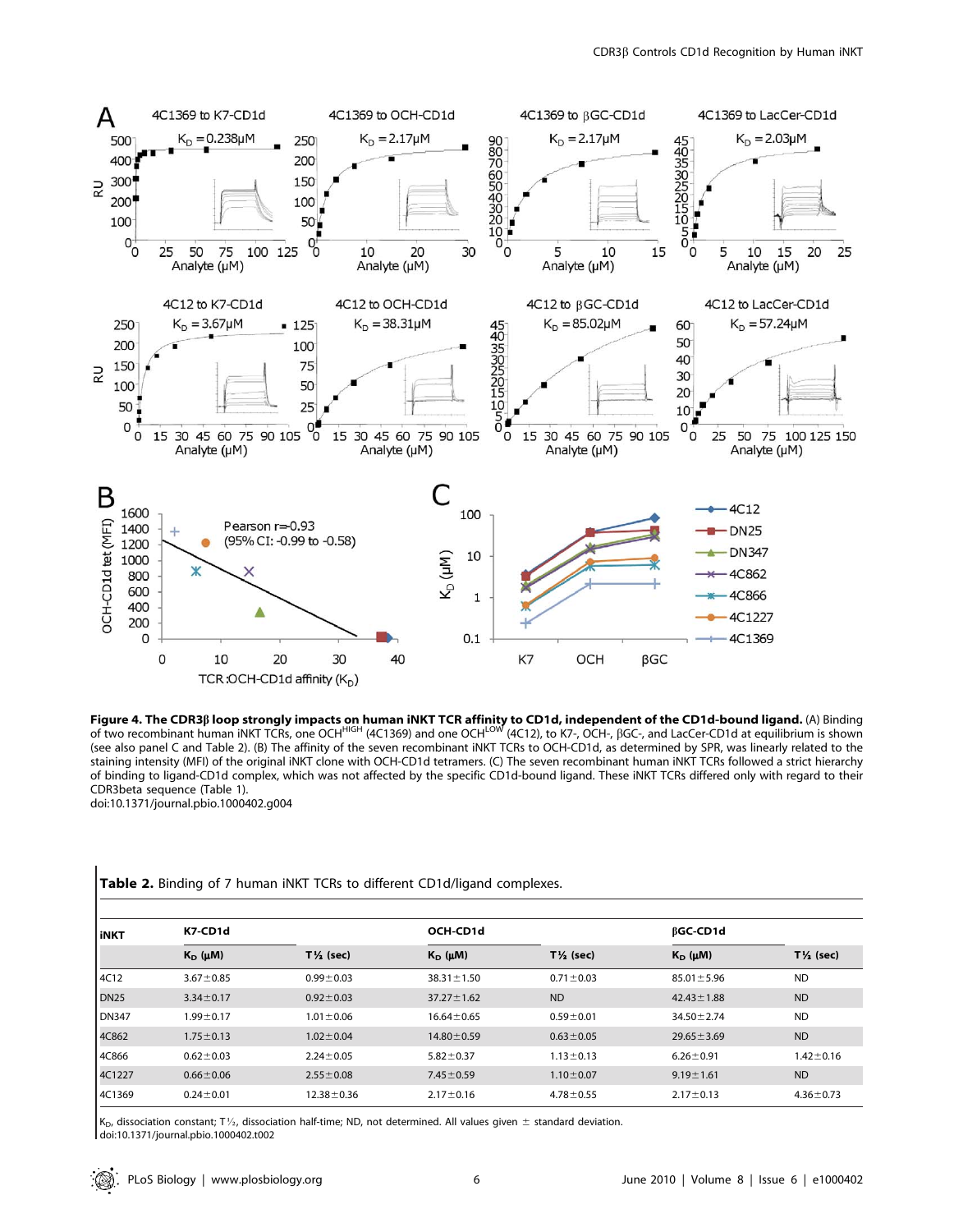**Figure 4. The CDR3β loop strongly impacts on human iNKT TCR affinity to CD1d, independent of the CD1d-bound ligand.** (A) Binding of two recombinant human iNKT TCRs, one OCH[HIGH] (4C1369) and one OCH[LOW] (4C12), to K7-, OCH-, βGC-, and LacCer-CD1d at equilibrium is shown (see also panel C and Table 2). (B) The affinity of the seven recombinant iNKT TCRs to OCH-CD1d, as determined by SPR, was linearly related to the staining intensity (MFI) of the original iNKT clone with OCH-CD1d tetramers. (C) The seven recombinant human iNKT TCRs followed a strict hierarchy of binding to ligand-CD1d complex, which was not affected by the specific CD1d-bound ligand. These iNKT TCRs differed only with regard to their CDR3beta sequence (Table 1).
doi:10.1371/journal.pbio.1000402.g004

**Table 2.** Binding of 7 human iNKT TCRs to different CD1d/ligand complexes.

| iNKT | K7-CD1d | | OCH-CD1d | | βGC-CD1d | |
|---|---|---|---|---|---|---|
| | $K_D$ (μM) | T½ (sec) | $K_D$ (μM) | T½ (sec) | $K_D$ (μM) | T½ (sec) |
| 4C12 | 3.67±0.85 | 0.99±0.03 | 38.31±1.50 | 0.71±0.03 | 85.01±5.96 | ND |
| DN25 | 3.34±0.17 | 0.92±0.03 | 37.27±1.62 | ND | 42.43±1.88 | ND |
| DN347 | 1.99±0.17 | 1.01±0.06 | 16.64±0.65 | 0.59±0.01 | 34.50±2.74 | ND |
| 4C862 | 1.75±0.13 | 1.02±0.04 | 14.80±0.59 | 0.63±0.05 | 29.65±3.69 | ND |
| 4C866 | 0.62±0.03 | 2.24±0.05 | 5.82±0.37 | 1.13±0.13 | 6.26±0.91 | 1.42±0.16 |
| 4C1227 | 0.66±0.06 | 2.55±0.08 | 7.45±0.59 | 1.10±0.07 | 9.19±1.61 | ND |
| 4C1369 | 0.24±0.01 | 12.38±0.36 | 2.17±0.16 | 4.78±0.55 | 2.17±0.13 | 4.36±0.73 |

$K_D$, dissociation constant; T½, dissociation half-time; ND, not determined. All values given ± standard deviation.
doi:10.1371/journal.pbio.1000402.t002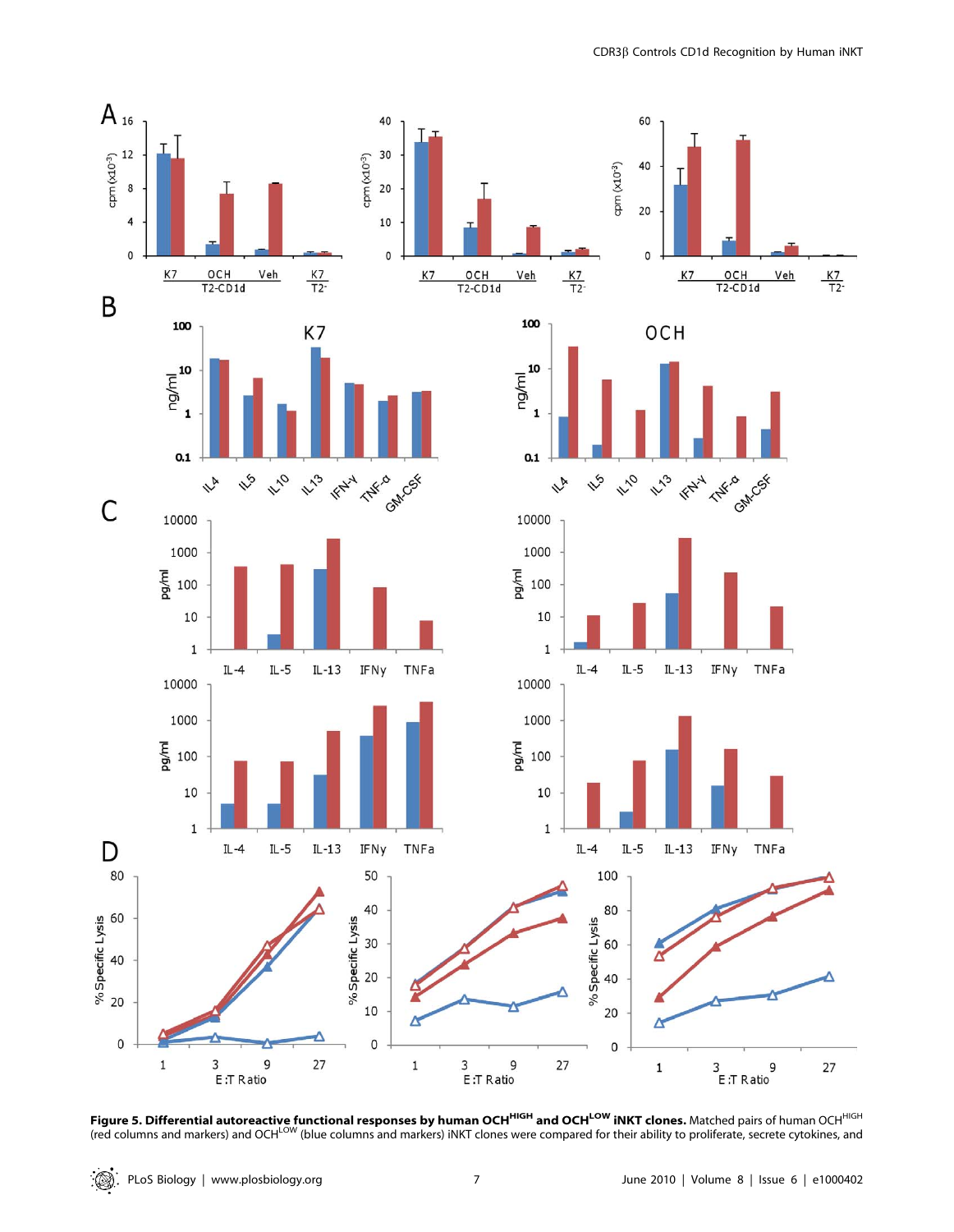**Figure 5. Differential autoreactive functional responses by human OCH$^{HIGH}$ and OCH$^{LOW}$ iNKT clones.** Matched pairs of human OCH$^{HIGH}$ (red columns and markers) and OCH$^{LOW}$ (blue columns and markers) iNKT clones were compared for their ability to proliferate, secrete cytokines, and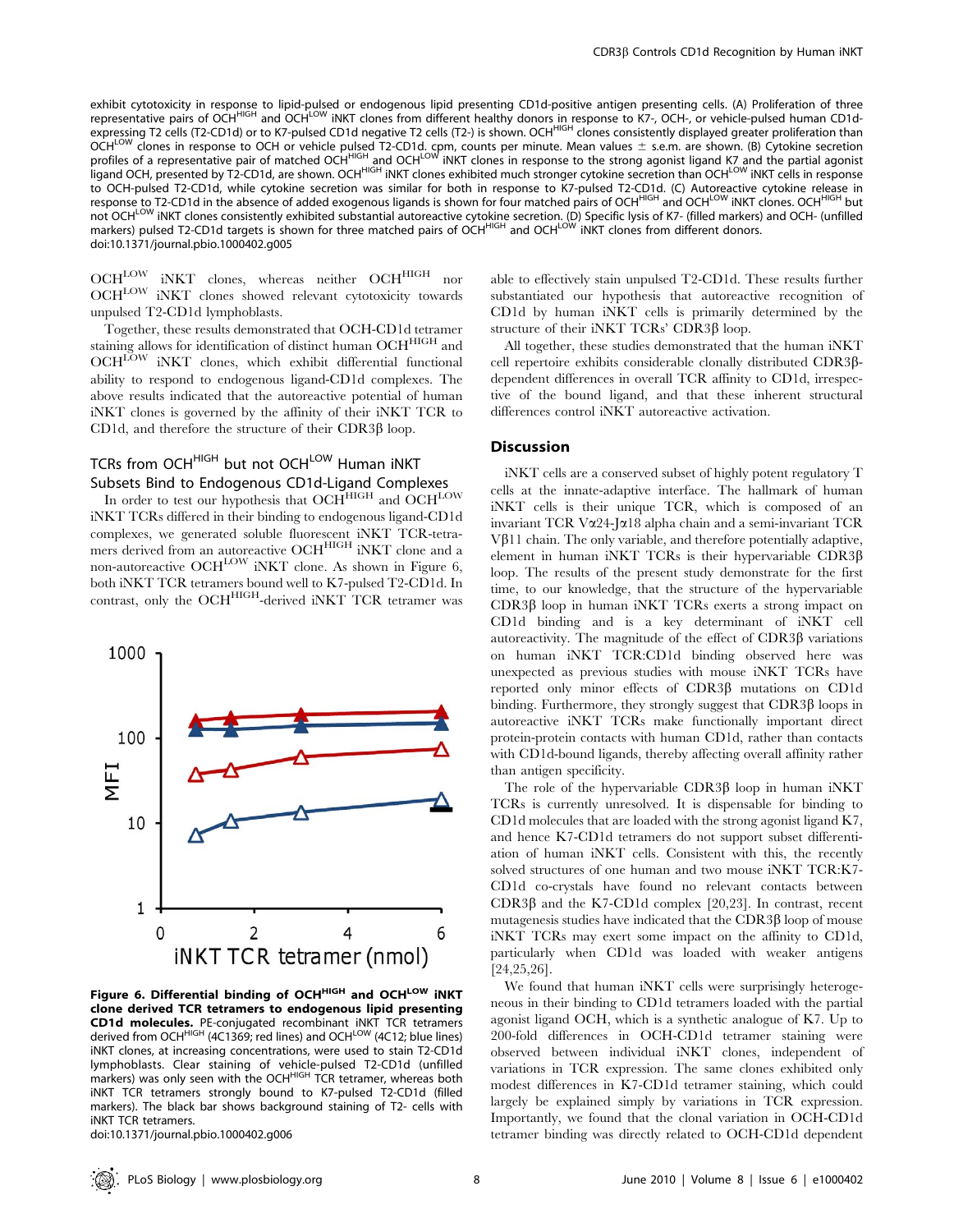exhibit cytotoxicity in response to lipid-pulsed or endogenous lipid presenting CD1d-positive antigen presenting cells. (A) Proliferation of three representative pairs of OCH$^{HIGH}$ and OCH$^{LOW}$ iNKT clones from different healthy donors in response to K7-, OCH-, or vehicle-pulsed human CD1d-expressing T2 cells (T2-CD1d) or to K7-pulsed CD1d negative T2 cells (T2-) is shown. OCH$^{HIGH}$ clones consistently displayed greater proliferation than OCH$^{LOW}$ clones in response to OCH or vehicle pulsed T2-CD1d. cpm, counts per minute. Mean values ± s.e.m. are shown. (B) Cytokine secretion profiles of a representative pair of matched OCH$^{HIGH}$ and OCH$^{LOW}$ iNKT clones in response to the strong agonist ligand K7 and the partial agonist ligand OCH, presented by T2-CD1d, are shown. OCH$^{HIGH}$ iNKT clones exhibited much stronger cytokine secretion than OCH$^{LOW}$ iNKT cells in response to OCH-pulsed T2-CD1d, while cytokine secretion was similar for both in response to K7-pulsed T2-CD1d. (C) Autoreactive cytokine release in response to T2-CD1d in the absence of added exogenous ligands is shown for four matched pairs of OCH$^{HIGH}$ and OCH$^{LOW}$ iNKT clones. OCH$^{HIGH}$ but not OCH$^{LOW}$ iNKT clones consistently exhibited substantial autoreactive cytokine secretion. (D) Specific lysis of K7- (filled markers) and OCH- (unfilled markers) pulsed T2-CD1d targets is shown for three matched pairs of OCH$^{HIGH}$ and OCH$^{LOW}$ iNKT clones from different donors.
doi:10.1371/journal.pbio.1000402.g005

OCH$^{LOW}$ iNKT clones, whereas neither OCH$^{HIGH}$ nor OCH$^{LOW}$ iNKT clones showed relevant cytotoxicity towards unpulsed T2-CD1d lymphoblasts.

Together, these results demonstrated that OCH-CD1d tetramer staining allows for identification of distinct human OCH$^{HIGH}$ and OCH$^{LOW}$ iNKT clones, which exhibit differential functional ability to respond to endogenous ligand-CD1d complexes. The above results indicated that the autoreactive potential of human iNKT clones is governed by the affinity of their iNKT TCR to CD1d, and therefore the structure of their CDR3β loop.

### TCRs from OCH$^{HIGH}$ but not OCH$^{LOW}$ Human iNKT Subsets Bind to Endogenous CD1d-Ligand Complexes

In order to test our hypothesis that OCH$^{HIGH}$ and OCH$^{LOW}$ iNKT TCRs differed in their binding to endogenous ligand-CD1d complexes, we generated soluble fluorescent iNKT TCR-tetramers derived from an autoreactive OCH$^{HIGH}$ iNKT clone and a non-autoreactive OCH$^{LOW}$ iNKT clone. As shown in Figure 6, both iNKT TCR tetramers bound well to K7-pulsed T2-CD1d. In contrast, only the OCH$^{HIGH}$-derived iNKT TCR tetramer was able to effectively stain unpulsed T2-CD1d. These results further substantiated our hypothesis that autoreactive recognition of CD1d by human iNKT cells is primarily determined by the structure of their iNKT TCRs' CDR3β loop.

All together, these studies demonstrated that the human iNKT cell repertoire exhibits considerable clonally distributed CDR3β-dependent differences in overall TCR affinity to CD1d, irrespective of the bound ligand, and that these inherent structural differences control iNKT autoreactive activation.

**Figure 6. Differential binding of OCH$^{HIGH}$ and OCH$^{LOW}$ iNKT clone derived TCR tetramers to endogenous lipid presenting CD1d molecules.** PE-conjugated recombinant iNKT TCR tetramers derived from OCH$^{HIGH}$ (4C1369; red lines) and OCH$^{LOW}$ (4C12; blue lines) iNKT clones, at increasing concentrations, were used to stain T2-CD1d lymphoblasts. Clear staining of vehicle-pulsed T2-CD1d (unfilled markers) was only seen with the OCH$^{HIGH}$ TCR tetramer, whereas both iNKT TCR tetramers strongly bound to K7-pulsed T2-CD1d (filled markers). The black bar shows background staining of T2- cells with iNKT TCR tetramers.
doi:10.1371/journal.pbio.1000402.g006

## Discussion

iNKT cells are a conserved subset of highly potent regulatory T cells at the innate-adaptive interface. The hallmark of human iNKT cells is their unique TCR, which is composed of an invariant TCR Vα24-Jα18 alpha chain and a semi-invariant TCR Vβ11 chain. The only variable, and therefore potentially adaptive, element in human iNKT TCRs is their hypervariable CDR3β loop. The results of the present study demonstrate for the first time, to our knowledge, that the structure of the hypervariable CDR3β loop in human iNKT TCRs exerts a strong impact on CD1d binding and is a key determinant of iNKT cell autoreactivity. The magnitude of the effect of CDR3β variations on human iNKT TCR:CD1d binding observed here was unexpected as previous studies with mouse iNKT TCRs have reported only minor effects of CDR3β mutations on CD1d binding. Furthermore, they strongly suggest that CDR3β loops in autoreactive iNKT TCRs make functionally important direct protein-protein contacts with human CD1d, rather than contacts with CD1d-bound ligands, thereby affecting overall affinity rather than antigen specificity.

The role of the hypervariable CDR3β loop in human iNKT TCRs is currently unresolved. It is dispensable for binding to CD1d molecules that are loaded with the strong agonist ligand K7, and hence K7-CD1d tetramers do not support subset differentiation of human iNKT cells. Consistent with this, the recently solved structures of one human and two mouse iNKT TCR:K7-CD1d co-crystals have found no relevant contacts between CDR3β and the K7-CD1d complex [20,23]. In contrast, recent mutagenesis studies have indicated that the CDR3β loop of mouse iNKT TCRs may exert some impact on the affinity to CD1d, particularly when CD1d was loaded with weaker antigens [24,25,26].

We found that human iNKT cells were surprisingly heterogeneous in their binding to CD1d tetramers loaded with the partial agonist ligand OCH, which is a synthetic analogue of K7. Up to 200-fold differences in OCH-CD1d tetramer staining were observed between individual iNKT clones, independent of variations in TCR expression. The same clones exhibited only modest differences in K7-CD1d tetramer staining, which could largely be explained simply by variations in TCR expression. Importantly, we found that the clonal variation in OCH-CD1d tetramer binding was directly related to OCH-CD1d dependent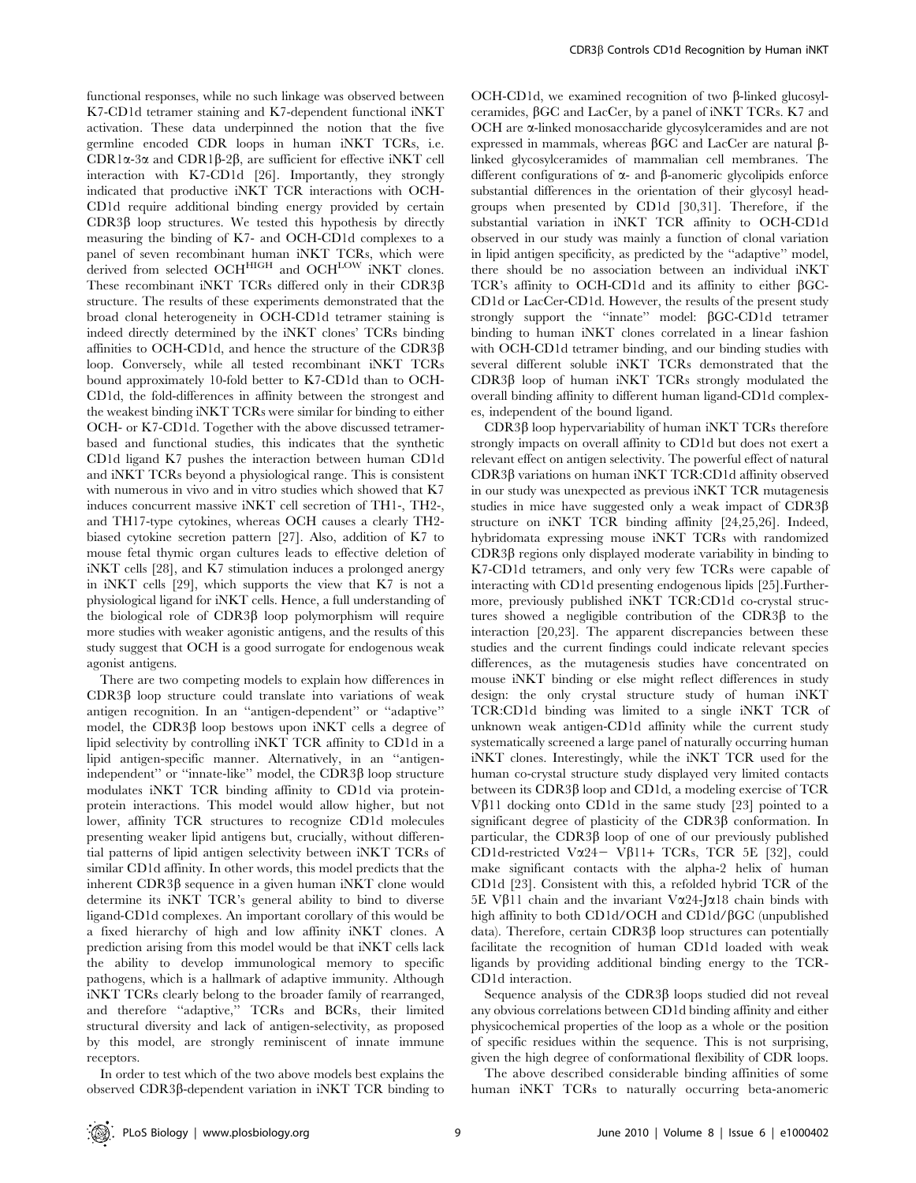functional responses, while no such linkage was observed between K7-CD1d tetramer staining and K7-dependent functional iNKT activation. These data underpinned the notion that the five germline encoded CDR loops in human iNKT TCRs, i.e. CDR1α-3α and CDR1β-2β, are sufficient for effective iNKT cell interaction with K7-CD1d [26]. Importantly, they strongly indicated that productive iNKT TCR interactions with OCH-CD1d require additional binding energy provided by certain CDR3β loop structures. We tested this hypothesis by directly measuring the binding of K7- and OCH-CD1d complexes to a panel of seven recombinant human iNKT TCRs, which were derived from selected OCH$^{HIGH}$ and OCH$^{LOW}$ iNKT clones. These recombinant iNKT TCRs differed only in their CDR3β structure. The results of these experiments demonstrated that the broad clonal heterogeneity in OCH-CD1d tetramer staining is indeed directly determined by the iNKT clones' TCRs binding affinities to OCH-CD1d, and hence the structure of the CDR3β loop. Conversely, while all tested recombinant iNKT TCRs bound approximately 10-fold better to K7-CD1d than to OCH-CD1d, the fold-differences in affinity between the strongest and the weakest binding iNKT TCRs were similar for binding to either OCH- or K7-CD1d. Together with the above discussed tetramer-based and functional studies, this indicates that the synthetic CD1d ligand K7 pushes the interaction between human CD1d and iNKT TCRs beyond a physiological range. This is consistent with numerous in vivo and in vitro studies which showed that K7 induces concurrent massive iNKT cell secretion of TH1-, TH2-, and TH17-type cytokines, whereas OCH causes a clearly TH2-biased cytokine secretion pattern [27]. Also, addition of K7 to mouse fetal thymic organ cultures leads to effective deletion of iNKT cells [28], and K7 stimulation induces a prolonged anergy in iNKT cells [29], which supports the view that K7 is not a physiological ligand for iNKT cells. Hence, a full understanding of the biological role of CDR3β loop polymorphism will require more studies with weaker agonistic antigens, and the results of this study suggest that OCH is a good surrogate for endogenous weak agonist antigens.

There are two competing models to explain how differences in CDR3β loop structure could translate into variations of weak antigen recognition. In an "antigen-dependent" or "adaptive" model, the CDR3β loop bestows upon iNKT cells a degree of lipid selectivity by controlling iNKT TCR affinity to CD1d in a lipid antigen-specific manner. Alternatively, in an "antigen-independent" or "innate-like" model, the CDR3β loop structure modulates iNKT TCR binding affinity to CD1d via protein-protein interactions. This model would allow higher, but not lower, affinity TCR structures to recognize CD1d molecules presenting weaker lipid antigens but, crucially, without differential patterns of lipid antigen selectivity between iNKT TCRs of similar CD1d affinity. In other words, this model predicts that the inherent CDR3β sequence in a given human iNKT clone would determine its iNKT TCR's general ability to bind to diverse ligand-CD1d complexes. An important corollary of this would be a fixed hierarchy of high and low affinity iNKT clones. A prediction arising from this model would be that iNKT cells lack the ability to develop immunological memory to specific pathogens, which is a hallmark of adaptive immunity. Although iNKT TCRs clearly belong to the broader family of rearranged, and therefore "adaptive," TCRs and BCRs, their limited structural diversity and lack of antigen-selectivity, as proposed by this model, are strongly reminiscent of innate immune receptors.

In order to test which of the two above models best explains the observed CDR3β-dependent variation in iNKT TCR binding to OCH-CD1d, we examined recognition of two β-linked glucosylceramides, βGC and LacCer, by a panel of iNKT TCRs. K7 and OCH are α-linked monosaccharide glycosylceramides and are not expressed in mammals, whereas βGC and LacCer are natural β-linked glycosylceramides of mammalian cell membranes. The different configurations of α- and β-anomeric glycolipids enforce substantial differences in the orientation of their glycosyl headgroups when presented by CD1d [30,31]. Therefore, if the substantial variation in iNKT TCR affinity to OCH-CD1d observed in our study was mainly a function of clonal variation in lipid antigen specificity, as predicted by the "adaptive" model, there should be no association between an individual iNKT TCR's affinity to OCH-CD1d and its affinity to either βGC-CD1d or LacCer-CD1d. However, the results of the present study strongly support the "innate" model: βGC-CD1d tetramer binding to human iNKT clones correlated in a linear fashion with OCH-CD1d tetramer binding, and our binding studies with several different soluble iNKT TCRs demonstrated that the CDR3β loop of human iNKT TCRs strongly modulated the overall binding affinity to different human ligand-CD1d complexes, independent of the bound ligand.

CDR3β loop hypervariability of human iNKT TCRs therefore strongly impacts on overall affinity to CD1d but does not exert a relevant effect on antigen selectivity. The powerful effect of natural CDR3β variations on human iNKT TCR:CD1d affinity observed in our study was unexpected as previous iNKT TCR mutagenesis studies in mice have suggested only a weak impact of CDR3β structure on iNKT TCR binding affinity [24,25,26]. Indeed, hybridomata expressing mouse iNKT TCRs with randomized CDR3β regions only displayed moderate variability in binding to K7-CD1d tetramers, and only very few TCRs were capable of interacting with CD1d presenting endogenous lipids [25].Furthermore, previously published iNKT TCR:CD1d co-crystal structures showed a negligible contribution of the CDR3β to the interaction [20,23]. The apparent discrepancies between these studies and the current findings could indicate relevant species differences, as the mutagenesis studies have concentrated on mouse iNKT binding or else might reflect differences in study design: the only crystal structure study of human iNKT TCR:CD1d binding was limited to a single iNKT TCR of unknown weak antigen-CD1d affinity while the current study systematically screened a large panel of naturally occurring human iNKT clones. Interestingly, while the iNKT TCR used for the human co-crystal structure study displayed very limited contacts between its CDR3β loop and CD1d, a modeling exercise of TCR Vβ11 docking onto CD1d in the same study [23] pointed to a significant degree of plasticity of the CDR3β conformation. In particular, the CDR3β loop of one of our previously published CD1d-restricted Vα24− Vβ11+ TCRs, TCR 5E [32], could make significant contacts with the alpha-2 helix of human CD1d [23]. Consistent with this, a refolded hybrid TCR of the 5E Vβ11 chain and the invariant Vα24-Jα18 chain binds with high affinity to both CD1d/OCH and CD1d/βGC (unpublished data). Therefore, certain CDR3β loop structures can potentially facilitate the recognition of human CD1d loaded with weak ligands by providing additional binding energy to the TCR-CD1d interaction.

Sequence analysis of the CDR3β loops studied did not reveal any obvious correlations between CD1d binding affinity and either physicochemical properties of the loop as a whole or the position of specific residues within the sequence. This is not surprising, given the high degree of conformational flexibility of CDR loops.

The above described considerable binding affinities of some human iNKT TCRs to naturally occurring beta-anomeric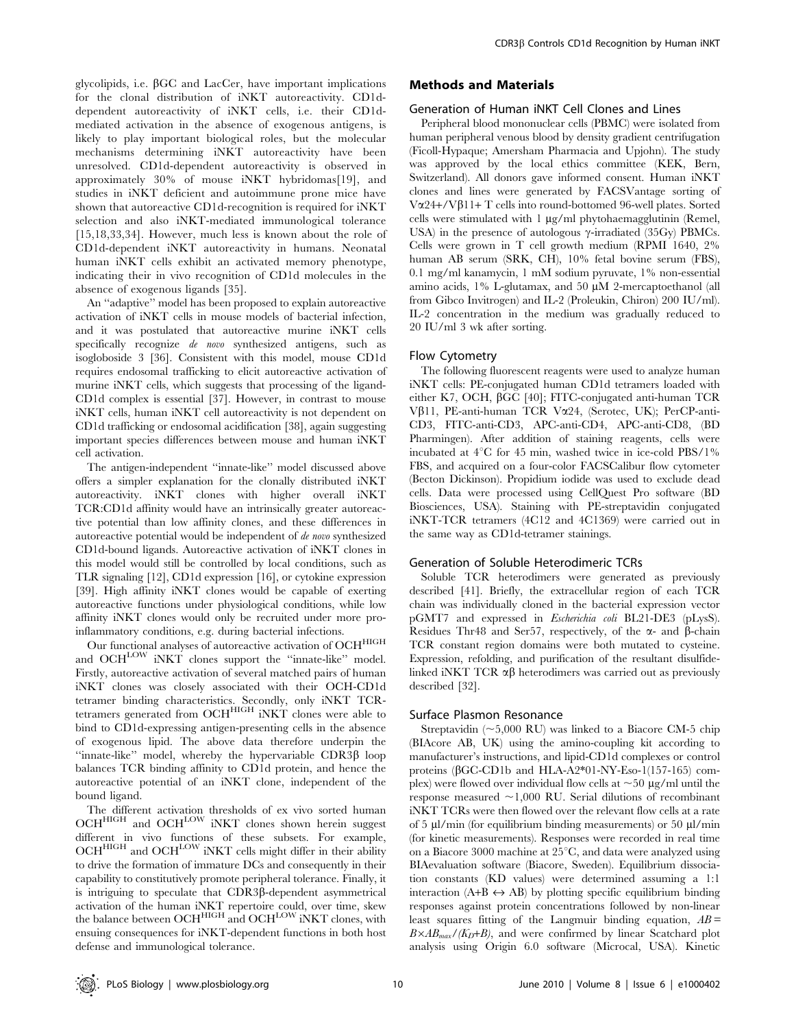glycolipids, i.e. βGC and LacCer, have important implications for the clonal distribution of iNKT autoreactivity. CD1d-dependent autoreactivity of iNKT cells, i.e. their CD1d-mediated activation in the absence of exogenous antigens, is likely to play important biological roles, but the molecular mechanisms determining iNKT autoreactivity have been unresolved. CD1d-dependent autoreactivity is observed in approximately 30% of mouse iNKT hybridomas[19], and studies in iNKT deficient and autoimmune prone mice have shown that autoreactive CD1d-recognition is required for iNKT selection and also iNKT-mediated immunological tolerance [15,18,33,34]. However, much less is known about the role of CD1d-dependent iNKT autoreactivity in humans. Neonatal human iNKT cells exhibit an activated memory phenotype, indicating their in vivo recognition of CD1d molecules in the absence of exogenous ligands [35].

An "adaptive" model has been proposed to explain autoreactive activation of iNKT cells in mouse models of bacterial infection, and it was postulated that autoreactive murine iNKT cells specifically recognize *de novo* synthesized antigens, such as isogloboside 3 [36]. Consistent with this model, mouse CD1d requires endosomal trafficking to elicit autoreactive activation of murine iNKT cells, which suggests that processing of the ligand-CD1d complex is essential [37]. However, in contrast to mouse iNKT cells, human iNKT cell autoreactivity is not dependent on CD1d trafficking or endosomal acidification [38], again suggesting important species differences between mouse and human iNKT cell activation.

The antigen-independent "innate-like" model discussed above offers a simpler explanation for the clonally distributed iNKT autoreactivity. iNKT clones with higher overall iNKT TCR:CD1d affinity would have an intrinsically greater autoreactive potential than low affinity clones, and these differences in autoreactive potential would be independent of *de novo* synthesized CD1d-bound ligands. Autoreactive activation of iNKT clones in this model would still be controlled by local conditions, such as TLR signaling [12], CD1d expression [16], or cytokine expression [39]. High affinity iNKT clones would be capable of exerting autoreactive functions under physiological conditions, while low affinity iNKT clones would only be recruited under more pro-inflammatory conditions, e.g. during bacterial infections.

Our functional analyses of autoreactive activation of OCH$^{HIGH}$ and OCH$^{LOW}$ iNKT clones support the "innate-like" model. Firstly, autoreactive activation of several matched pairs of human iNKT clones was closely associated with their OCH-CD1d tetramer binding characteristics. Secondly, only iNKT TCR-tetramers generated from OCH$^{HIGH}$ iNKT clones were able to bind to CD1d-expressing antigen-presenting cells in the absence of exogenous lipid. The above data therefore underpin the "innate-like" model, whereby the hypervariable CDR3β loop balances TCR binding affinity to CD1d protein, and hence the autoreactive potential of an iNKT clone, independent of the bound ligand.

The different activation thresholds of ex vivo sorted human OCH$^{HIGH}$ and OCH$^{LOW}$ iNKT clones shown herein suggest different in vivo functions of these subsets. For example, OCH$^{HIGH}$ and OCH$^{LOW}$ iNKT cells might differ in their ability to drive the formation of immature DCs and consequently in their capability to constitutively promote peripheral tolerance. Finally, it is intriguing to speculate that CDR3β-dependent asymmetrical activation of the human iNKT repertoire could, over time, skew the balance between OCH$^{HIGH}$ and OCH$^{LOW}$ iNKT clones, with ensuing consequences for iNKT-dependent functions in both host defense and immunological tolerance.

## Methods and Materials

### Generation of Human iNKT Cell Clones and Lines

Peripheral blood mononuclear cells (PBMC) were isolated from human peripheral venous blood by density gradient centrifugation (Ficoll-Hypaque; Amersham Pharmacia and Upjohn). The study was approved by the local ethics committee (KEK, Bern, Switzerland). All donors gave informed consent. Human iNKT clones and lines were generated by FACSVantage sorting of Vα24+/Vβ11+ T cells into round-bottomed 96-well plates. Sorted cells were stimulated with 1 µg/ml phytohaemagglutinin (Remel, USA) in the presence of autologous γ-irradiated (35Gy) PBMCs. Cells were grown in T cell growth medium (RPMI 1640, 2% human AB serum (SRK, CH), 10% fetal bovine serum (FBS), 0.1 mg/ml kanamycin, 1 mM sodium pyruvate, 1% non-essential amino acids, 1% L-glutamax, and 50 µM 2-mercaptoethanol (all from Gibco Invitrogen) and IL-2 (Proleukin, Chiron) 200 IU/ml). IL-2 concentration in the medium was gradually reduced to 20 IU/ml 3 wk after sorting.

### Flow Cytometry

The following fluorescent reagents were used to analyze human iNKT cells: PE-conjugated human CD1d tetramers loaded with either K7, OCH, βGC [40]; FITC-conjugated anti-human TCR Vβ11, PE-anti-human TCR Vα24, (Serotec, UK); PerCP-anti-CD3, FITC-anti-CD3, APC-anti-CD4, APC-anti-CD8, (BD Pharmingen). After addition of staining reagents, cells were incubated at 4°C for 45 min, washed twice in ice-cold PBS/1% FBS, and acquired on a four-color FACSCalibur flow cytometer (Becton Dickinson). Propidium iodide was used to exclude dead cells. Data were processed using CellQuest Pro software (BD Biosciences, USA). Staining with PE-streptavidin conjugated iNKT-TCR tetramers (4C12 and 4C1369) were carried out in the same way as CD1d-tetramer stainings.

### Generation of Soluble Heterodimeric TCRs

Soluble TCR heterodimers were generated as previously described [41]. Briefly, the extracellular region of each TCR chain was individually cloned in the bacterial expression vector pGMT7 and expressed in *Escherichia coli* BL21-DE3 (pLysS). Residues Thr48 and Ser57, respectively, of the α- and β-chain TCR constant region domains were both mutated to cysteine. Expression, refolding, and purification of the resultant disulfide-linked iNKT TCR αβ heterodimers was carried out as previously described [32].

### Surface Plasmon Resonance

Streptavidin (~5,000 RU) was linked to a Biacore CM-5 chip (BIAcore AB, UK) using the amino-coupling kit according to manufacturer's instructions, and lipid-CD1d complexes or control proteins (βGC-CD1b and HLA-A2*01-NY-Eso-1(157-165) complex) were flowed over individual flow cells at ~50 µg/ml until the response measured ~1,000 RU. Serial dilutions of recombinant iNKT TCRs were then flowed over the relevant flow cells at a rate of 5 µl/min (for equilibrium binding measurements) or 50 µl/min (for kinetic measurements). Responses were recorded in real time on a Biacore 3000 machine at 25°C, and data were analyzed using BIAevaluation software (Biacore, Sweden). Equilibrium dissociation constants (KD values) were determined assuming a 1:1 interaction ($A+B \leftrightarrow AB$) by plotting specific equilibrium binding responses against protein concentrations followed by non-linear least squares fitting of the Langmuir binding equation, $AB = B\times AB_{max}/(K_D+B)$, and were confirmed by linear Scatchard plot analysis using Origin 6.0 software (Microcal, USA). Kinetic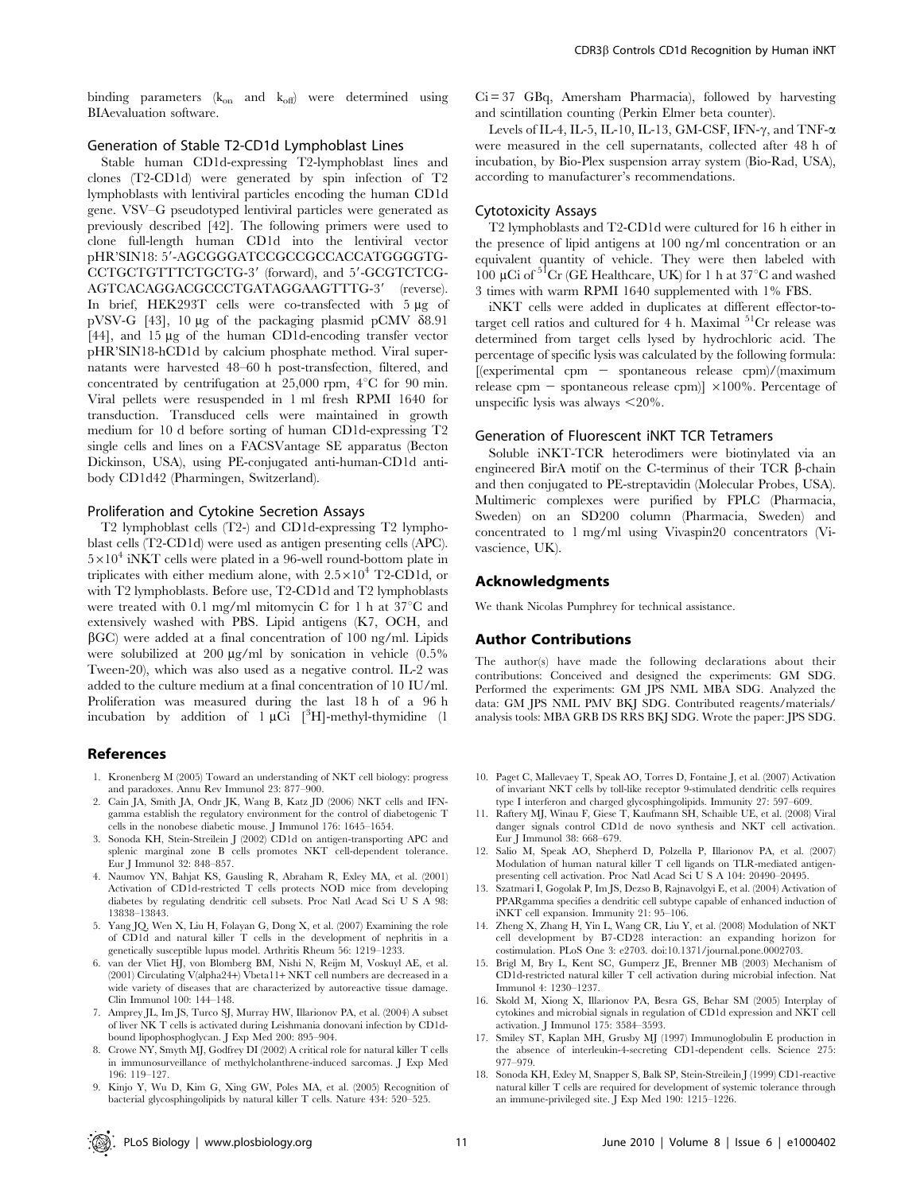binding parameters ($k_{on}$ and $k_{off}$) were determined using BIAevaluation software.

### Generation of Stable T2-CD1d Lymphoblast Lines

Stable human CD1d-expressing T2-lymphoblast lines and clones (T2-CD1d) were generated by spin infection of T2 lymphoblasts with lentiviral particles encoding the human CD1d gene. VSV–G pseudotyped lentiviral particles were generated as previously described [42]. The following primers were used to clone full-length human CD1d into the lentiviral vector pHR'SIN18: 5′-AGCGGGATCCGCCGCCACCATGGGGTG-CCTGCTGTTTCTGCTG-3′ (forward), and 5′-GCGTCTCG-AGTCACAGGACGCCCTGATAGGAAGTTTG-3′ (reverse). In brief, HEK293T cells were co-transfected with 5 µg of pVSV-G [43], 10 µg of the packaging plasmid pCMV δ8.91 [44], and 15 µg of the human CD1d-encoding transfer vector pHR'SIN18-hCD1d by calcium phosphate method. Viral supernatants were harvested 48–60 h post-transfection, filtered, and concentrated by centrifugation at 25,000 rpm, 4°C for 90 min. Viral pellets were resuspended in 1 ml fresh RPMI 1640 for transduction. Transduced cells were maintained in growth medium for 10 d before sorting of human CD1d-expressing T2 single cells and lines on a FACSVantage SE apparatus (Becton Dickinson, USA), using PE-conjugated anti-human-CD1d antibody CD1d42 (Pharmingen, Switzerland).

### Proliferation and Cytokine Secretion Assays

T2 lymphoblast cells (T2-) and CD1d-expressing T2 lymphoblast cells (T2-CD1d) were used as antigen presenting cells (APC). $5\times10^4$ iNKT cells were plated in a 96-well round-bottom plate in triplicates with either medium alone, with $2.5\times10^4$ T2-CD1d, or with T2 lymphoblasts. Before use, T2-CD1d and T2 lymphoblasts were treated with 0.1 mg/ml mitomycin C for 1 h at 37°C and extensively washed with PBS. Lipid antigens (K7, OCH, and βGC) were added at a final concentration of 100 ng/ml. Lipids were solubilized at 200 µg/ml by sonication in vehicle (0.5% Tween-20), which was also used as a negative control. IL-2 was added to the culture medium at a final concentration of 10 IU/ml. Proliferation was measured during the last 18 h of a 96 h incubation by addition of 1 µCi [$^3$H]-methyl-thymidine (1 Ci = 37 GBq, Amersham Pharmacia), followed by harvesting and scintillation counting (Perkin Elmer beta counter).

Levels of IL-4, IL-5, IL-10, IL-13, GM-CSF, IFN-γ, and TNF-α were measured in the cell supernatants, collected after 48 h of incubation, by Bio-Plex suspension array system (Bio-Rad, USA), according to manufacturer's recommendations.

### Cytotoxicity Assays

T2 lymphoblasts and T2-CD1d were cultured for 16 h either in the presence of lipid antigens at 100 ng/ml concentration or an equivalent quantity of vehicle. They were then labeled with 100 µCi of $^{51}$Cr (GE Healthcare, UK) for 1 h at 37°C and washed 3 times with warm RPMI 1640 supplemented with 1% FBS.

iNKT cells were added in duplicates at different effector-to-target cell ratios and cultured for 4 h. Maximal $^{51}$Cr release was determined from target cells lysed by hydrochloric acid. The percentage of specific lysis was calculated by the following formula: [(experimental cpm − spontaneous release cpm)/(maximum release cpm − spontaneous release cpm)] ×100%. Percentage of unspecific lysis was always <20%.

### Generation of Fluorescent iNKT TCR Tetramers

Soluble iNKT-TCR heterodimers were biotinylated via an engineered BirA motif on the C-terminus of their TCR β-chain and then conjugated to PE-streptavidin (Molecular Probes, USA). Multimeric complexes were purified by FPLC (Pharmacia, Sweden) on an SD200 column (Pharmacia, Sweden) and concentrated to 1 mg/ml using Vivaspin20 concentrators (Vivascience, UK).

## Acknowledgments

We thank Nicolas Pumphrey for technical assistance.

## Author Contributions

The author(s) have made the following declarations about their contributions: Conceived and designed the experiments: GM SDG. Performed the experiments: GM JPS NML MBA SDG. Analyzed the data: GM JPS NML PMV BKJ SDG. Contributed reagents/materials/analysis tools: MBA GRB DS RRS BKJ SDG. Wrote the paper: JPS SDG.

## References

1. Kronenberg M (2005) Toward an understanding of NKT cell biology: progress and paradoxes. Annu Rev Immunol 23: 877–900.
2. Cain JA, Smith JA, Ondr JK, Wang B, Katz JD (2006) NKT cells and IFN-gamma establish the regulatory environment for the control of diabetogenic T cells in the nonobese diabetic mouse. J Immunol 176: 1645–1654.
3. Sonoda KH, Stein-Streilein J (2002) CD1d on antigen-transporting APC and splenic marginal zone B cells promotes NKT cell-dependent tolerance. Eur J Immunol 32: 848–857.
4. Naumov YN, Bahjat KS, Gausling R, Abraham R, Exley MA, et al. (2001) Activation of CD1d-restricted T cells protects NOD mice from developing diabetes by regulating dendritic cell subsets. Proc Natl Acad Sci U S A 98: 13838–13843.
5. Yang JQ, Wen X, Liu H, Folayan G, Dong X, et al. (2007) Examining the role of CD1d and natural killer T cells in the development of nephritis in a genetically susceptible lupus model. Arthritis Rheum 56: 1219–1233.
6. van der Vliet HJ, von Blomberg BM, Nishi N, Reijm M, Voskuyl AE, et al. (2001) Circulating V(alpha24+) Vbeta11+ NKT cell numbers are decreased in a wide variety of diseases that are characterized by autoreactive tissue damage. Clin Immunol 100: 144–148.
7. Amprey JL, Im JS, Turco SJ, Murray HW, Illarionov PA, et al. (2004) A subset of liver NK T cells is activated during Leishmania donovani infection by CD1d-bound lipophosphoglycan. J Exp Med 200: 895–904.
8. Crowe NY, Smyth MJ, Godfrey DI (2002) A critical role for natural killer T cells in immunosurveillance of methylcholanthrene-induced sarcomas. J Exp Med 196: 119–127.
9. Kinjo Y, Wu D, Kim G, Xing GW, Poles MA, et al. (2005) Recognition of bacterial glycosphingolipids by natural killer T cells. Nature 434: 520–525.
10. Paget C, Mallevaey T, Speak AO, Torres D, Fontaine J, et al. (2007) Activation of invariant NKT cells by toll-like receptor 9-stimulated dendritic cells requires type I interferon and charged glycosphingolipids. Immunity 27: 597–609.
11. Raftery MJ, Winau F, Giese T, Kaufmann SH, Schaible UE, et al. (2008) Viral danger signals control CD1d de novo synthesis and NKT cell activation. Eur J Immunol 38: 668–679.
12. Salio M, Speak AO, Shepherd D, Polzella P, Illarionov PA, et al. (2007) Modulation of human natural killer T cell ligands on TLR-mediated antigen-presenting cell activation. Proc Natl Acad Sci U S A 104: 20490–20495.
13. Szatmari I, Gogolak P, Im JS, Dezso B, Rajnavolgyi E, et al. (2004) Activation of PPARgamma specifies a dendritic cell subtype capable of enhanced induction of iNKT cell expansion. Immunity 21: 95–106.
14. Zheng X, Zhang H, Yin L, Wang CR, Liu Y, et al. (2008) Modulation of NKT cell development by B7-CD28 interaction: an expanding horizon for costimulation. PLoS One 3: e2703. doi:10.1371/journal.pone.0002703.
15. Brigl M, Bry L, Kent SC, Gumperz JE, Brenner MB (2003) Mechanism of CD1d-restricted natural killer T cell activation during microbial infection. Nat Immunol 4: 1230–1237.
16. Skold M, Xiong X, Illarionov PA, Besra GS, Behar SM (2005) Interplay of cytokines and microbial signals in regulation of CD1d expression and NKT cell activation. J Immunol 175: 3584–3593.
17. Smiley ST, Kaplan MH, Grusby MJ (1997) Immunoglobulin E production in the absence of interleukin-4-secreting CD1-dependent cells. Science 275: 977–979.
18. Sonoda KH, Exley M, Snapper S, Balk SP, Stein-Streilein J (1999) CD1-reactive natural killer T cells are required for development of systemic tolerance through an immune-privileged site. J Exp Med 190: 1215–1226.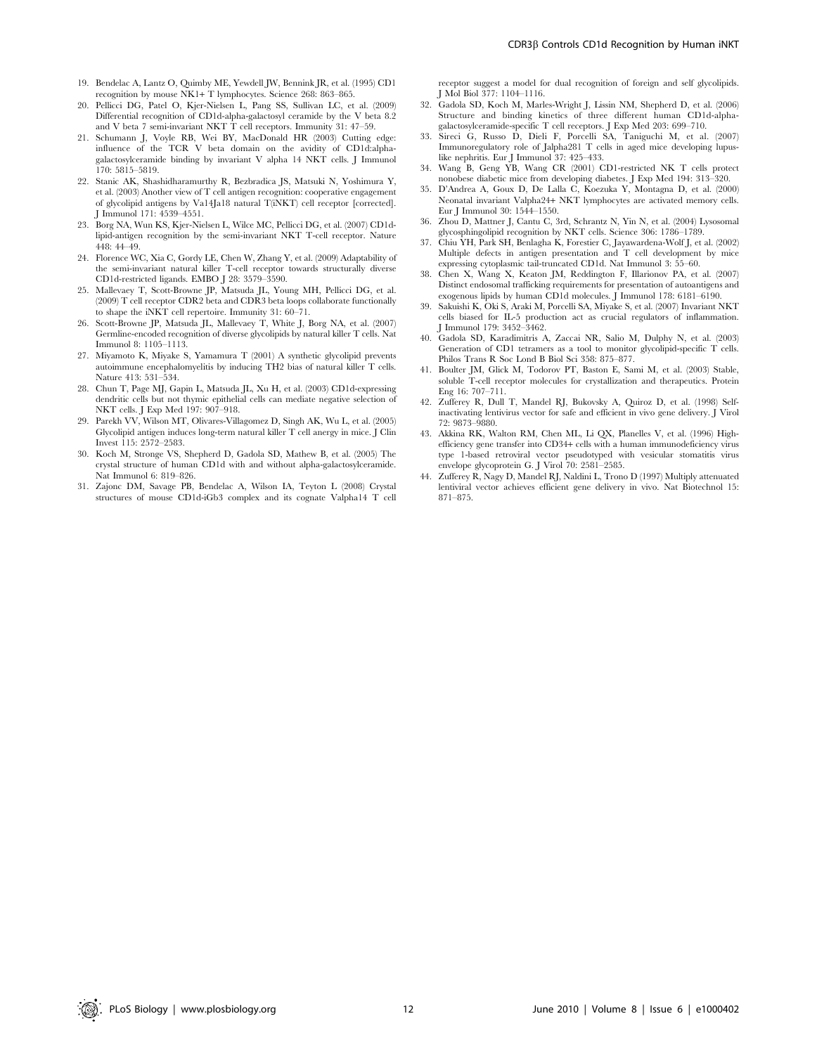19. Bendelac A, Lantz O, Quimby ME, Yewdell JW, Bennink JR, et al. (1995) CD1 recognition by mouse NK1+ T lymphocytes. Science 268: 863–865.
20. Pellicci DG, Patel O, Kjer-Nielsen L, Pang SS, Sullivan LC, et al. (2009) Differential recognition of CD1d-alpha-galactosyl ceramide by the V beta 8.2 and V beta 7 semi-invariant NKT T cell receptors. Immunity 31: 47–59.
21. Schumann J, Voyle RB, Wei BY, MacDonald HR (2003) Cutting edge: influence of the TCR V beta domain on the avidity of CD1d:alpha-galactosylceramide binding by invariant V alpha 14 NKT cells. J Immunol 170: 5815–5819.
22. Stanic AK, Shashidharamurthy R, Bezbradica JS, Matsuki N, Yoshimura Y, et al. (2003) Another view of T cell antigen recognition: cooperative engagement of glycolipid antigens by Va14Ja18 natural T(iNKT) cell receptor [corrected]. J Immunol 171: 4539–4551.
23. Borg NA, Wun KS, Kjer-Nielsen L, Wilce MC, Pellicci DG, et al. (2007) CD1d-lipid-antigen recognition by the semi-invariant NKT T-cell receptor. Nature 448: 44–49.
24. Florence WC, Xia C, Gordy LE, Chen W, Zhang Y, et al. (2009) Adaptability of the semi-invariant natural killer T-cell receptor towards structurally diverse CD1d-restricted ligands. EMBO J 28: 3579–3590.
25. Mallevaey T, Scott-Browne JP, Matsuda JL, Young MH, Pellicci DG, et al. (2009) T cell receptor CDR2 beta and CDR3 beta loops collaborate functionally to shape the iNKT cell repertoire. Immunity 31: 60–71.
26. Scott-Browne JP, Matsuda JL, Mallevaey T, White J, Borg NA, et al. (2007) Germline-encoded recognition of diverse glycolipids by natural killer T cells. Nat Immunol 8: 1105–1113.
27. Miyamoto K, Miyake S, Yamamura T (2001) A synthetic glycolipid prevents autoimmune encephalomyelitis by inducing TH2 bias of natural killer T cells. Nature 413: 531–534.
28. Chun T, Page MJ, Gapin L, Matsuda JL, Xu H, et al. (2003) CD1d-expressing dendritic cells but not thymic epithelial cells can mediate negative selection of NKT cells. J Exp Med 197: 907–918.
29. Parekh VV, Wilson MT, Olivares-Villagomez D, Singh AK, Wu L, et al. (2005) Glycolipid antigen induces long-term natural killer T cell anergy in mice. J Clin Invest 115: 2572–2583.
30. Koch M, Stronge VS, Shepherd D, Gadola SD, Mathew B, et al. (2005) The crystal structure of human CD1d with and without alpha-galactosylceramide. Nat Immunol 6: 819–826.
31. Zajonc DM, Savage PB, Bendelac A, Wilson IA, Teyton L (2008) Crystal structures of mouse CD1d-iGb3 complex and its cognate Valpha14 T cell receptor suggest a model for dual recognition of foreign and self glycolipids. J Mol Biol 377: 1104–1116.
32. Gadola SD, Koch M, Marles-Wright J, Lissin NM, Shepherd D, et al. (2006) Structure and binding kinetics of three different human CD1d-alpha-galactosylceramide-specific T cell receptors. J Exp Med 203: 699–710.
33. Sireci G, Russo D, Dieli F, Porcelli SA, Taniguchi M, et al. (2007) Immunoregulatory role of Jalpha281 T cells in aged mice developing lupus-like nephritis. Eur J Immunol 37: 425–433.
34. Wang B, Geng YB, Wang CR (2001) CD1-restricted NK T cells protect nonobese diabetic mice from developing diabetes. J Exp Med 194: 313–320.
35. D'Andrea A, Goux D, De Lalla C, Koezuka Y, Montagna D, et al. (2000) Neonatal invariant Valpha24+ NKT lymphocytes are activated memory cells. Eur J Immunol 30: 1544–1550.
36. Zhou D, Mattner J, Cantu C, 3rd, Schrantz N, Yin N, et al. (2004) Lysosomal glycosphingolipid recognition by NKT cells. Science 306: 1786–1789.
37. Chiu YH, Park SH, Benlagha K, Forestier C, Jayawardena-Wolf J, et al. (2002) Multiple defects in antigen presentation and T cell development by mice expressing cytoplasmic tail-truncated CD1d. Nat Immunol 3: 55–60.
38. Chen X, Wang X, Keaton JM, Reddington F, Illarionov PA, et al. (2007) Distinct endosomal trafficking requirements for presentation of autoantigens and exogenous lipids by human CD1d molecules. J Immunol 178: 6181–6190.
39. Sakuishi K, Oki S, Araki M, Porcelli SA, Miyake S, et al. (2007) Invariant NKT cells biased for IL-5 production act as crucial regulators of inflammation. J Immunol 179: 3452–3462.
40. Gadola SD, Karadimitris A, Zaccai NR, Salio M, Dulphy N, et al. (2003) Generation of CD1 tetramers as a tool to monitor glycolipid-specific T cells. Philos Trans R Soc Lond B Biol Sci 358: 875–877.
41. Boulter JM, Glick M, Todorov PT, Baston E, Sami M, et al. (2003) Stable, soluble T-cell receptor molecules for crystallization and therapeutics. Protein Eng 16: 707–711.
42. Zufferey R, Dull T, Mandel RJ, Bukovsky A, Quiroz D, et al. (1998) Self-inactivating lentivirus vector for safe and efficient in vivo gene delivery. J Virol 72: 9873–9880.
43. Akkina RK, Walton RM, Chen ML, Li QX, Planelles V, et al. (1996) High-efficiency gene transfer into CD34+ cells with a human immunodeficiency virus type 1-based retroviral vector pseudotyped with vesicular stomatitis virus envelope glycoprotein G. J Virol 70: 2581–2585.
44. Zufferey R, Nagy D, Mandel RJ, Naldini L, Trono D (1997) Multiply attenuated lentiviral vector achieves efficient gene delivery in vivo. Nat Biotechnol 15: 871–875.